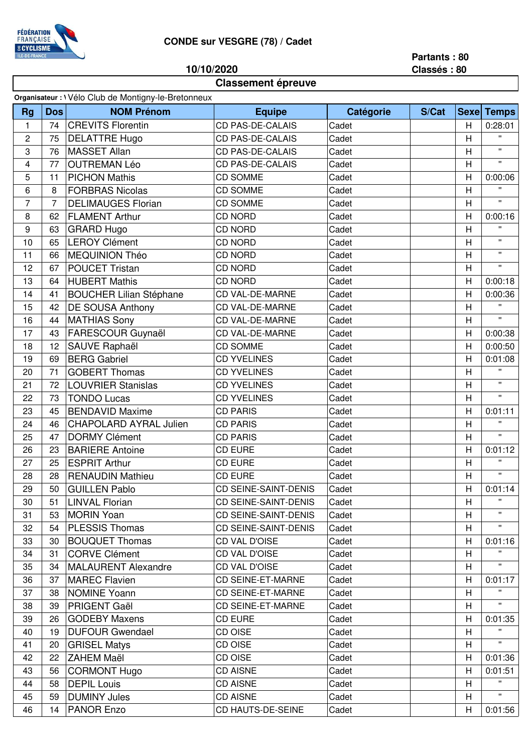# CONDE sur VESGRE (78) / Cadet

10/10/2020

Partants : 80
Classés : 80

## Classement épreuve

Organisateur : Vélo Club de Montigny-le-Bretonneux

| Rg | Dos | NOM Prénom | Equipe | Catégorie | S/Cat | Sexe | Temps |
|---|---|---|---|---|---|---|---|
| 1 | 74 | CREVITS Florentin | CD PAS-DE-CALAIS | Cadet | | H | 0:28:01 |
| 2 | 75 | DELATTRE Hugo | CD PAS-DE-CALAIS | Cadet | | H | " |
| 3 | 76 | MASSET Allan | CD PAS-DE-CALAIS | Cadet | | H | " |
| 4 | 77 | OUTREMAN Léo | CD PAS-DE-CALAIS | Cadet | | H | " |
| 5 | 11 | PICHON Mathis | CD SOMME | Cadet | | H | 0:00:06 |
| 6 | 8 | FORBRAS Nicolas | CD SOMME | Cadet | | H | " |
| 7 | 7 | DELIMAUGES Florian | CD SOMME | Cadet | | H | " |
| 8 | 62 | FLAMENT Arthur | CD NORD | Cadet | | H | 0:00:16 |
| 9 | 63 | GRARD Hugo | CD NORD | Cadet | | H | " |
| 10 | 65 | LEROY Clément | CD NORD | Cadet | | H | " |
| 11 | 66 | MEQUINION Théo | CD NORD | Cadet | | H | " |
| 12 | 67 | POUCET Tristan | CD NORD | Cadet | | H | " |
| 13 | 64 | HUBERT Mathis | CD NORD | Cadet | | H | 0:00:18 |
| 14 | 41 | BOUCHER Lilian Stéphane | CD VAL-DE-MARNE | Cadet | | H | 0:00:36 |
| 15 | 42 | DE SOUSA Anthony | CD VAL-DE-MARNE | Cadet | | H | " |
| 16 | 44 | MATHIAS Sony | CD VAL-DE-MARNE | Cadet | | H | " |
| 17 | 43 | FARESCOUR Guynaël | CD VAL-DE-MARNE | Cadet | | H | 0:00:38 |
| 18 | 12 | SAUVE Raphaël | CD SOMME | Cadet | | H | 0:00:50 |
| 19 | 69 | BERG Gabriel | CD YVELINES | Cadet | | H | 0:01:08 |
| 20 | 71 | GOBERT Thomas | CD YVELINES | Cadet | | H | " |
| 21 | 72 | LOUVRIER Stanislas | CD YVELINES | Cadet | | H | " |
| 22 | 73 | TONDO Lucas | CD YVELINES | Cadet | | H | " |
| 23 | 45 | BENDAVID Maxime | CD PARIS | Cadet | | H | 0:01:11 |
| 24 | 46 | CHAPOLARD AYRAL Julien | CD PARIS | Cadet | | H | " |
| 25 | 47 | DORMY Clément | CD PARIS | Cadet | | H | " |
| 26 | 23 | BARIERE Antoine | CD EURE | Cadet | | H | 0:01:12 |
| 27 | 25 | ESPRIT Arthur | CD EURE | Cadet | | H | " |
| 28 | 28 | RENAUDIN Mathieu | CD EURE | Cadet | | H | " |
| 29 | 50 | GUILLEN Pablo | CD SEINE-SAINT-DENIS | Cadet | | H | 0:01:14 |
| 30 | 51 | LINVAL Florian | CD SEINE-SAINT-DENIS | Cadet | | H | " |
| 31 | 53 | MORIN Yoan | CD SEINE-SAINT-DENIS | Cadet | | H | " |
| 32 | 54 | PLESSIS Thomas | CD SEINE-SAINT-DENIS | Cadet | | H | " |
| 33 | 30 | BOUQUET Thomas | CD VAL D'OISE | Cadet | | H | 0:01:16 |
| 34 | 31 | CORVE Clément | CD VAL D'OISE | Cadet | | H | " |
| 35 | 34 | MALAURENT Alexandre | CD VAL D'OISE | Cadet | | H | " |
| 36 | 37 | MAREC Flavien | CD SEINE-ET-MARNE | Cadet | | H | 0:01:17 |
| 37 | 38 | NOMINE Yoann | CD SEINE-ET-MARNE | Cadet | | H | " |
| 38 | 39 | PRIGENT Gaël | CD SEINE-ET-MARNE | Cadet | | H | " |
| 39 | 26 | GODEBY Maxens | CD EURE | Cadet | | H | 0:01:35 |
| 40 | 19 | DUFOUR Gwendael | CD OISE | Cadet | | H | " |
| 41 | 20 | GRISEL Matys | CD OISE | Cadet | | H | " |
| 42 | 22 | ZAHEM Maël | CD OISE | Cadet | | H | 0:01:36 |
| 43 | 56 | CORMONT Hugo | CD AISNE | Cadet | | H | 0:01:51 |
| 44 | 58 | DEPIL Louis | CD AISNE | Cadet | | H | " |
| 45 | 59 | DUMINY Jules | CD AISNE | Cadet | | H | " |
| 46 | 14 | PANOR Enzo | CD HAUTS-DE-SEINE | Cadet | | H | 0:01:56 |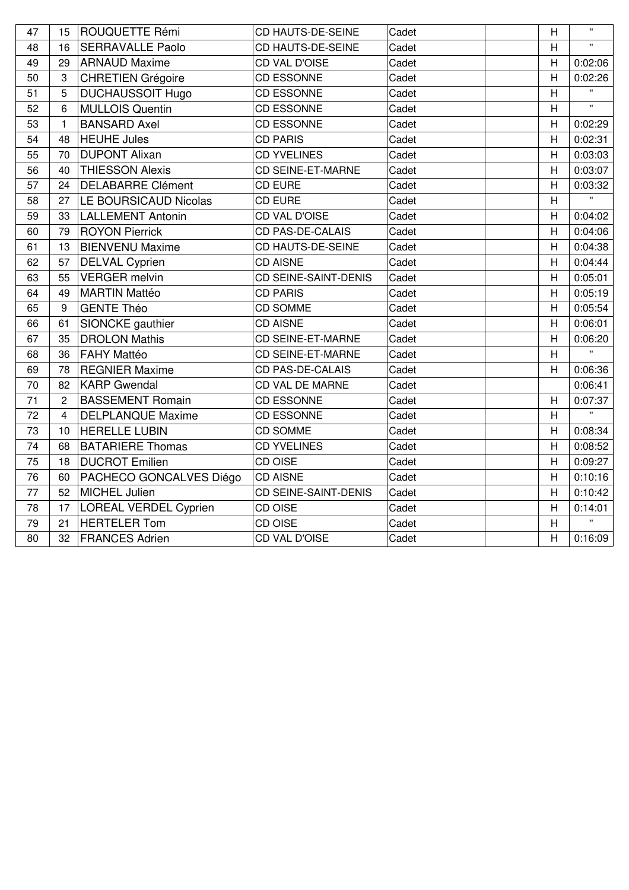| | | | | | | | |
|---|---|---|---|---|---|---|---|
| 47 | 15 | ROUQUETTE Rémi | CD HAUTS-DE-SEINE | Cadet | | H | " |
| 48 | 16 | SERRAVALLE Paolo | CD HAUTS-DE-SEINE | Cadet | | H | " |
| 49 | 29 | ARNAUD Maxime | CD VAL D'OISE | Cadet | | H | 0:02:06 |
| 50 | 3 | CHRETIEN Grégoire | CD ESSONNE | Cadet | | H | 0:02:26 |
| 51 | 5 | DUCHAUSSOIT Hugo | CD ESSONNE | Cadet | | H | " |
| 52 | 6 | MULLOIS Quentin | CD ESSONNE | Cadet | | H | " |
| 53 | 1 | BANSARD Axel | CD ESSONNE | Cadet | | H | 0:02:29 |
| 54 | 48 | HEUHE Jules | CD PARIS | Cadet | | H | 0:02:31 |
| 55 | 70 | DUPONT Alixan | CD YVELINES | Cadet | | H | 0:03:03 |
| 56 | 40 | THIESSON Alexis | CD SEINE-ET-MARNE | Cadet | | H | 0:03:07 |
| 57 | 24 | DELABARRE Clément | CD EURE | Cadet | | H | 0:03:32 |
| 58 | 27 | LE BOURSICAUD Nicolas | CD EURE | Cadet | | H | " |
| 59 | 33 | LALLEMENT Antonin | CD VAL D'OISE | Cadet | | H | 0:04:02 |
| 60 | 79 | ROYON Pierrick | CD PAS-DE-CALAIS | Cadet | | H | 0:04:06 |
| 61 | 13 | BIENVENU Maxime | CD HAUTS-DE-SEINE | Cadet | | H | 0:04:38 |
| 62 | 57 | DELVAL Cyprien | CD AISNE | Cadet | | H | 0:04:44 |
| 63 | 55 | VERGER melvin | CD SEINE-SAINT-DENIS | Cadet | | H | 0:05:01 |
| 64 | 49 | MARTIN Mattéo | CD PARIS | Cadet | | H | 0:05:19 |
| 65 | 9 | GENTE Théo | CD SOMME | Cadet | | H | 0:05:54 |
| 66 | 61 | SIONCKE gauthier | CD AISNE | Cadet | | H | 0:06:01 |
| 67 | 35 | DROLON Mathis | CD SEINE-ET-MARNE | Cadet | | H | 0:06:20 |
| 68 | 36 | FAHY Mattéo | CD SEINE-ET-MARNE | Cadet | | H | " |
| 69 | 78 | REGNIER Maxime | CD PAS-DE-CALAIS | Cadet | | H | 0:06:36 |
| 70 | 82 | KARP Gwendal | CD VAL DE MARNE | Cadet | | | 0:06:41 |
| 71 | 2 | BASSEMENT Romain | CD ESSONNE | Cadet | | H | 0:07:37 |
| 72 | 4 | DELPLANQUE Maxime | CD ESSONNE | Cadet | | H | " |
| 73 | 10 | HERELLE LUBIN | CD SOMME | Cadet | | H | 0:08:34 |
| 74 | 68 | BATARIERE Thomas | CD YVELINES | Cadet | | H | 0:08:52 |
| 75 | 18 | DUCROT Emilien | CD OISE | Cadet | | H | 0:09:27 |
| 76 | 60 | PACHECO GONCALVES Diégo | CD AISNE | Cadet | | H | 0:10:16 |
| 77 | 52 | MICHEL Julien | CD SEINE-SAINT-DENIS | Cadet | | H | 0:10:42 |
| 78 | 17 | LOREAL VERDEL Cyprien | CD OISE | Cadet | | H | 0:14:01 |
| 79 | 21 | HERTELER Tom | CD OISE | Cadet | | H | " |
| 80 | 32 | FRANCES Adrien | CD VAL D'OISE | Cadet | | H | 0:16:09 |